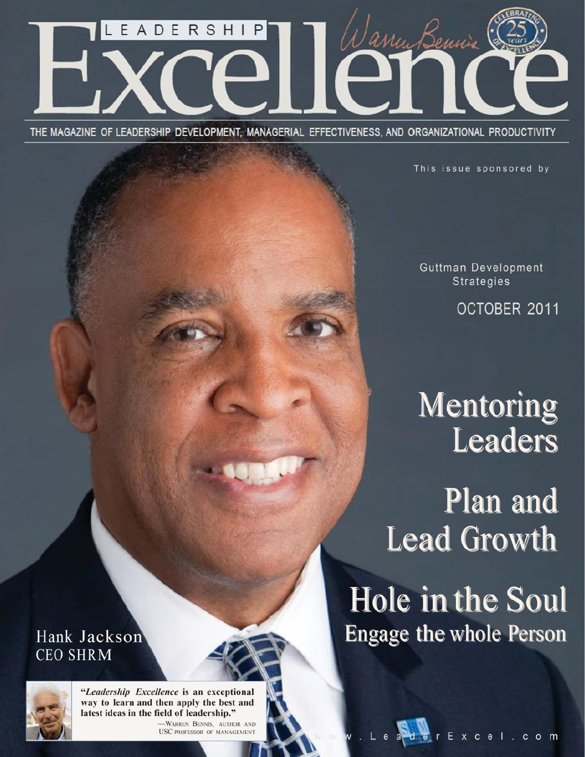# LEADERSHIP Excellence

Warren Bennis

CELEBRATING 25 years OF EXCELLENCE

THE MAGAZINE OF LEADERSHIP DEVELOPMENT, MANAGERIAL EFFECTIVENESS, AND ORGANIZATIONAL PRODUCTIVITY

This issue sponsored by

Guttman Development Strategies

OCTOBER 2011

## Mentoring Leaders

## Plan and Lead Growth

## Hole in the Soul

### Engage the whole Person

Hank Jackson
CEO SHRM

"*Leadership Excellence* is an exceptional way to learn and then apply the best and latest ideas in the field of leadership."
—Warren Bennis, author and USC professor of management

www.LeaderExcel.com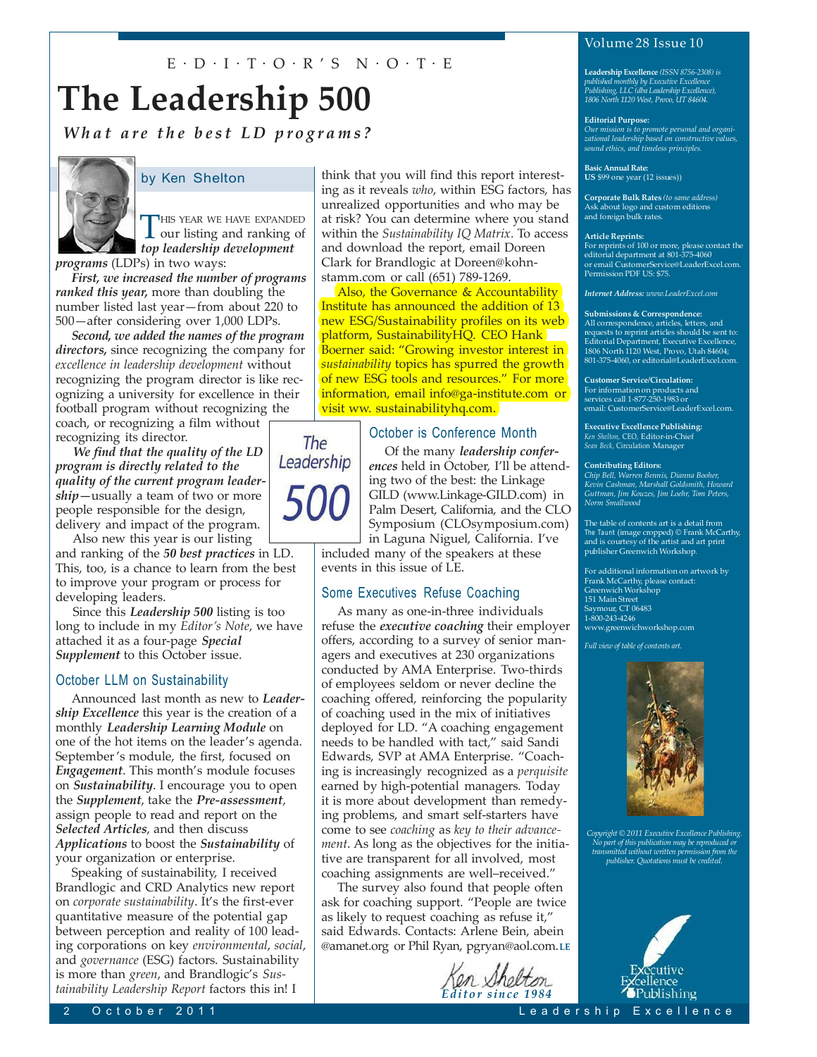E · D · I · T · O · R ' S  N · O · T · E

# The Leadership 500

***What are the best LD programs?***

by Ken Shelton

THIS YEAR WE HAVE EXPANDED our listing and ranking of ***top leadership development programs*** (LDPs) in two ways:

***First, we increased the number of programs ranked this year,*** more than doubling the number listed last year—from about 220 to 500—after considering over 1,000 LDPs.

***Second, we added the names of the program directors,*** since recognizing the company for *excellence in leadership development* without recognizing the program director is like recognizing a university for excellence in their football program without recognizing the coach, or recognizing a film without recognizing its director.

***We find that the quality of the LD program is directly related to the quality of the current program leadership***—usually a team of two or more people responsible for the design, delivery and impact of the program.

Also new this year is our listing and ranking of the ***50 best practices*** in LD. This, too, is a chance to learn from the best to improve your program or process for developing leaders.

Since this ***Leadership 500*** listing is too long to include in my *Editor's Note*, we have attached it as a four-page ***Special Supplement*** to this October issue.

The Leadership 500

## October LLM on Sustainability

Announced last month as new to ***Leadership Excellence*** this year is the creation of a monthly ***Leadership Learning Module*** on one of the hot items on the leader's agenda. September's module, the first, focused on ***Engagement***. This month's module focuses on ***Sustainability***. I encourage you to open the ***Supplement***, take the ***Pre-assessment***, assign people to read and report on the ***Selected Articles***, and then discuss ***Applications*** to boost the ***Sustainability*** of your organization or enterprise.

Speaking of sustainability, I received Brandlogic and CRD Analytics new report on *corporate sustainability*. It's the first-ever quantitative measure of the potential gap between perception and reality of 100 leading corporations on key *environmental*, *social*, and *governance* (ESG) factors. Sustainability is more than *green*, and Brandlogic's *Sustainability Leadership Report* factors this in! I think that you will find this report interesting as it reveals *who*, within ESG factors, has unrealized opportunities and who may be at risk? You can determine where you stand within the *Sustainability IQ Matrix*. To access and download the report, email Doreen Clark for Brandlogic at Doreen@kohnstamm.com or call (651) 789-1269.

Also, the Governance & Accountability Institute has announced the addition of 13 new ESG/Sustainability profiles on its web platform, SustainabilityHQ. CEO Hank Boerner said: "Growing investor interest in *sustainability* topics has spurred the growth of new ESG tools and resources." For more information, email info@ga-institute.com or visit ww. sustainabilityhq.com.

## October is Conference Month

Of the many ***leadership conferences*** held in October, I'll be attending two of the best: the Linkage GILD (www.Linkage-GILD.com) in Palm Desert, California, and the CLO Symposium (CLOsymposium.com) in Laguna Niguel, California. I've included many of the speakers at these events in this issue of LE.

## Some Executives Refuse Coaching

As many as one-in-three individuals refuse the ***executive coaching*** their employer offers, according to a survey of senior managers and executives at 230 organizations conducted by AMA Enterprise. Two-thirds of employees seldom or never decline the coaching offered, reinforcing the popularity of coaching used in the mix of initiatives deployed for LD. "A coaching engagement needs to be handled with tact," said Sandi Edwards, SVP at AMA Enterprise. "Coaching is increasingly recognized as a *perquisite* earned by high-potential managers. Today it is more about development than remedying problems, and smart self-starters have come to see *coaching* as *key to their advancement*. As long as the objectives for the initiative are transparent for all involved, most coaching assignments are well–received."

The survey also found that people often ask for coaching support. "People are twice as likely to request coaching as refuse it," said Edwards. Contacts: Arlene Bein, abein @amanet.org or Phil Ryan, pgryan@aol.com. **LE**

Ken Shelton
*Editor since 1984*

---

Volume 28 Issue 10

**Leadership Excellence** *(ISSN 8756-2308) is published monthly by Executive Excellence Publishing, LLC (dba Leadership Excellence), 1806 North 1120 West, Provo, UT 84604.*

**Editorial Purpose:**
*Our mission is to promote personal and organizational leadership based on constructive values, sound ethics, and timeless principles.*

**Basic Annual Rate:**
**US** $99 one year (12 issues))

**Corporate Bulk Rates** *(to same address)*
Ask about logo and custom editions and foreign bulk rates.

**Article Reprints:**
For reprints of 100 or more, please contact the editorial department at 801-375-4060 or email CustomerService@LeaderExcel.com. Permission PDF US: $75.

***Internet Address:** www.LeaderExcel.com*

**Submissions & Correspondence:**
All correspondence, articles, letters, and requests to reprint articles should be sent to: Editorial Department, Executive Excellence, 1806 North 1120 West, Provo, Utah 84604; 801-375-4060, or editorial@LeaderExcel.com.

**Customer Service/Circulation:**
For information on products and services call 1-877-250-1983 or email: CustomerService@LeaderExcel.com.

**Executive Excellence Publishing:**
*Ken Shelton,* CEO, Editor-in-Chief
*Sean Beck,* Circulation Manager

**Contributing Editors:**
*Chip Bell, Warren Bennis, Dianna Booher, Kevin Cashman, Marshall Goldsmith, Howard Guttman, Jim Kouzes, Jim Loehr, Tom Peters, Norm Smallwood*

The table of contents art is a detail from The Taunt (image cropped) © Frank McCarthy, and is courtesy of the artist and art print publisher Greenwich Workshop.

For additional information on artwork by Frank McCarthy, please contact:
Greenwich Workshop
151 Main Street
Saymour, CT 06483
1-800-243-4246
www.greenwichworkshop.com

*Full view of table of contents art.*

*Copyright © 2011 Executive Excellence Publishing. No part of this publication may be reproduced or transmitted without written permission from the publisher. Quotations must be credited.*

Executive Excellence Publishing